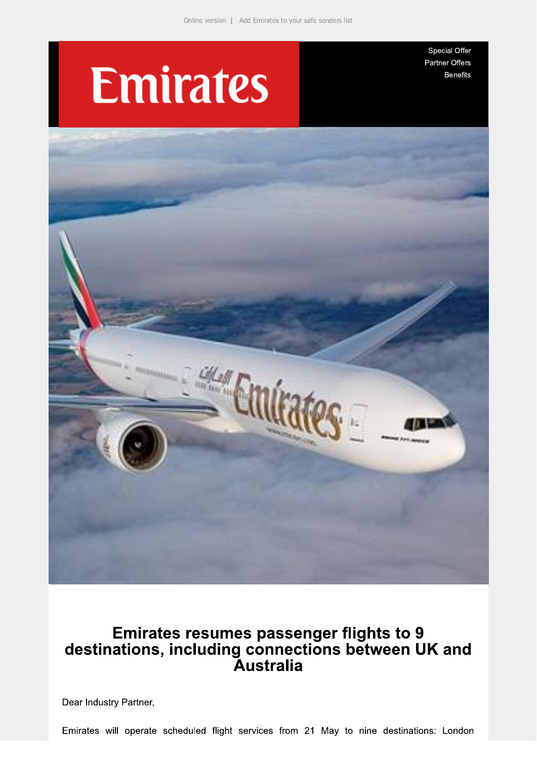Online version | Add Emirates to your safe senders list

Emirates

Special Offer
Partner Offers
Benefits

# Emirates resumes passenger flights to 9 destinations, including connections between UK and Australia

Dear Industry Partner,

Emirates will operate scheduled flight services from 21 May to nine destinations: London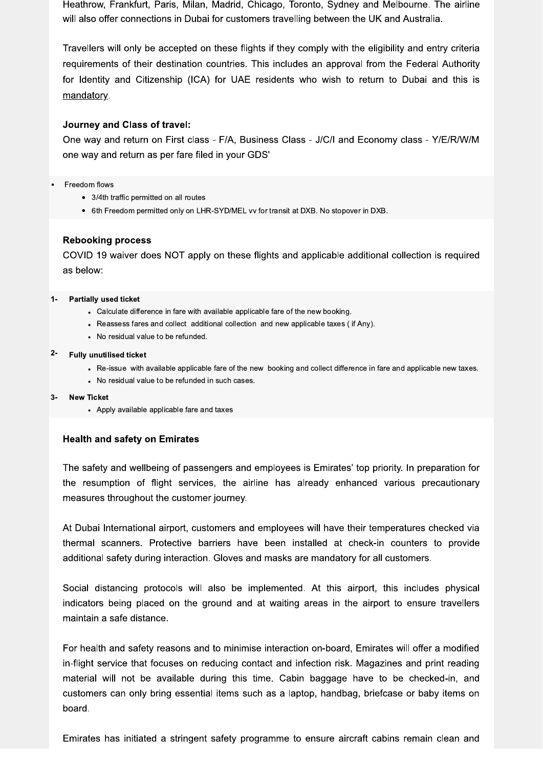Heathrow, Frankfurt, Paris, Milan, Madrid, Chicago, Toronto, Sydney and Melbourne. The airline will also offer connections in Dubai for customers travelling between the UK and Australia.

Travellers will only be accepted on these flights if they comply with the eligibility and entry criteria requirements of their destination countries. This includes an approval from the Federal Authority for Identity and Citizenship (ICA) for UAE residents who wish to return to Dubai and this is mandatory.

**Journey and Class of travel:**

One way and return on First class - F/A, Business Class - J/C/I and Economy class - Y/E/R/W/M one way and return as per fare filed in your GDS'

- Freedom flows
  - 3/4th traffic permitted on all routes
  - 6th Freedom permitted only on LHR-SYD/MEL vv for transit at DXB. No stopover in DXB.

**Rebooking process**

COVID 19 waiver does NOT apply on these flights and applicable additional collection is required as below:

1- **Partially used ticket**
   - Calculate difference in fare with available applicable fare of the new booking.
   - Reassess fares and collect additional collection and new applicable taxes ( if Any).
   - No residual value to be refunded.

2- **Fully unutilised ticket**
   - Re-issue with available applicable fare of the new booking and collect difference in fare and applicable new taxes.
   - No residual value to be refunded in such cases.

3- **New Ticket**
   - Apply available applicable fare and taxes

**Health and safety on Emirates**

The safety and wellbeing of passengers and employees is Emirates' top priority. In preparation for the resumption of flight services, the airline has already enhanced various precautionary measures throughout the customer journey.

At Dubai International airport, customers and employees will have their temperatures checked via thermal scanners. Protective barriers have been installed at check-in counters to provide additional safety during interaction. Gloves and masks are mandatory for all customers.

Social distancing protocols will also be implemented. At this airport, this includes physical indicators being placed on the ground and at waiting areas in the airport to ensure travellers maintain a safe distance.

For health and safety reasons and to minimise interaction on-board, Emirates will offer a modified in-flight service that focuses on reducing contact and infection risk. Magazines and print reading material will not be available during this time. Cabin baggage have to be checked-in, and customers can only bring essential items such as a laptop, handbag, briefcase or baby items on board.

Emirates has initiated a stringent safety programme to ensure aircraft cabins remain clean and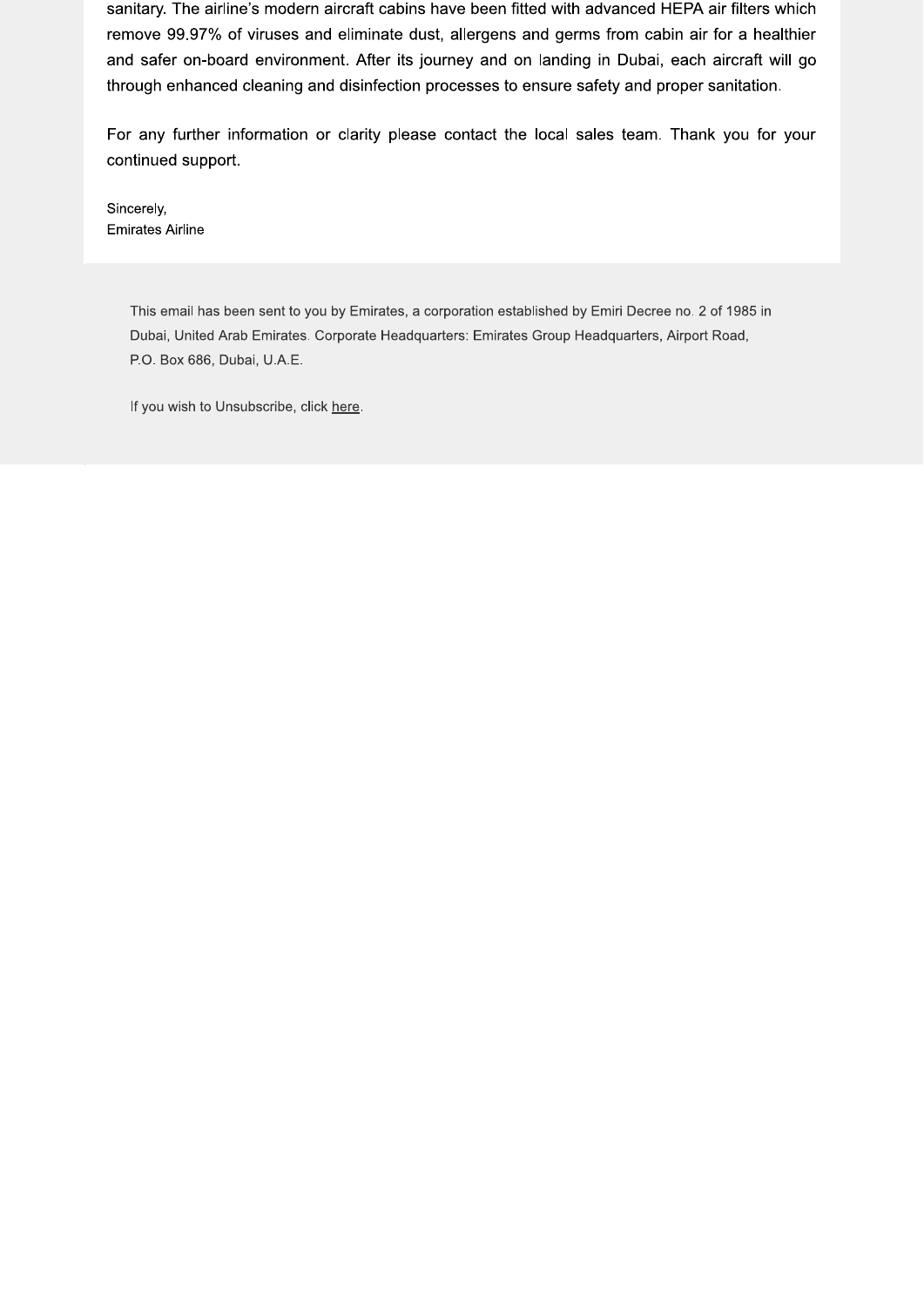sanitary. The airline's modern aircraft cabins have been fitted with advanced HEPA air filters which remove 99.97% of viruses and eliminate dust, allergens and germs from cabin air for a healthier and safer on-board environment. After its journey and on landing in Dubai, each aircraft will go through enhanced cleaning and disinfection processes to ensure safety and proper sanitation.

For any further information or clarity please contact the local sales team. Thank you for your continued support.

Sincerely,
Emirates Airline

This email has been sent to you by Emirates, a corporation established by Emiri Decree no. 2 of 1985 in Dubai, United Arab Emirates. Corporate Headquarters: Emirates Group Headquarters, Airport Road, P.O. Box 686, Dubai, U.A.E.

If you wish to Unsubscribe, click here.